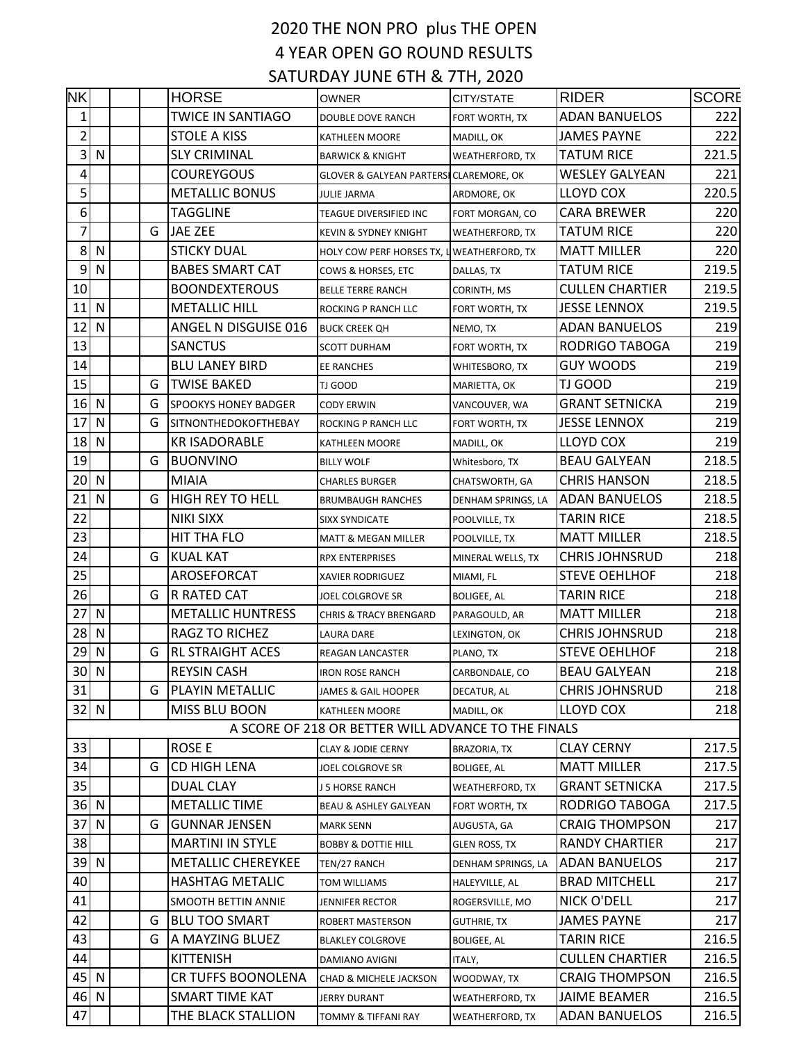# 2020 THE NON PRO plus THE OPEN

## 4 YEAR OPEN GO ROUND RESULTS

### SATURDAY JUNE 6TH & 7TH, 2020

| NK | | | | HORSE | OWNER | CITY/STATE | RIDER | SCORE |
|---|---|---|---|---|---|---|---|---|
| 1 | | | | TWICE IN SANTIAGO | DOUBLE DOVE RANCH | FORT WORTH, TX | ADAN BANUELOS | 222 |
| 2 | | | | STOLE A KISS | KATHLEEN MOORE | MADILL, OK | JAMES PAYNE | 222 |
| 3 | N | | | SLY CRIMINAL | BARWICK & KNIGHT | WEATHERFORD, TX | TATUM RICE | 221.5 |
| 4 | | | | COUREYGOUS | GLOVER & GALYEAN PARTERSI | CLAREMORE, OK | WESLEY GALYEAN | 221 |
| 5 | | | | METALLIC BONUS | JULIE JARMA | ARDMORE, OK | LLOYD COX | 220.5 |
| 6 | | | | TAGGLINE | TEAGUE DIVERSIFIED INC | FORT MORGAN, CO | CARA BREWER | 220 |
| 7 | | | G | JAE ZEE | KEVIN & SYDNEY KNIGHT | WEATHERFORD, TX | TATUM RICE | 220 |
| 8 | N | | | STICKY DUAL | HOLY COW PERF HORSES TX, L | WEATHERFORD, TX | MATT MILLER | 220 |
| 9 | N | | | BABES SMART CAT | COWS & HORSES, ETC | DALLAS, TX | TATUM RICE | 219.5 |
| 10 | | | | BOONDEXTEROUS | BELLE TERRE RANCH | CORINTH, MS | CULLEN CHARTIER | 219.5 |
| 11 | N | | | METALLIC HILL | ROCKING P RANCH LLC | FORT WORTH, TX | JESSE LENNOX | 219.5 |
| 12 | N | | | ANGEL N DISGUISE 016 | BUCK CREEK QH | NEMO, TX | ADAN BANUELOS | 219 |
| 13 | | | | SANCTUS | SCOTT DURHAM | FORT WORTH, TX | RODRIGO TABOGA | 219 |
| 14 | | | | BLU LANEY BIRD | EE RANCHES | WHITESBORO, TX | GUY WOODS | 219 |
| 15 | | | G | TWISE BAKED | TJ GOOD | MARIETTA, OK | TJ GOOD | 219 |
| 16 | N | | G | SPOOKYS HONEY BADGER | CODY ERWIN | VANCOUVER, WA | GRANT SETNICKA | 219 |
| 17 | N | | G | SITNONTHEDOKOFTHEBAY | ROCKING P RANCH LLC | FORT WORTH, TX | JESSE LENNOX | 219 |
| 18 | N | | | KR ISADORABLE | KATHLEEN MOORE | MADILL, OK | LLOYD COX | 219 |
| 19 | | | G | BUONVINO | BILLY WOLF | Whitesboro, TX | BEAU GALYEAN | 218.5 |
| 20 | N | | | MIAIA | CHARLES BURGER | CHATSWORTH, GA | CHRIS HANSON | 218.5 |
| 21 | N | | G | HIGH REY TO HELL | BRUMBAUGH RANCHES | DENHAM SPRINGS, LA | ADAN BANUELOS | 218.5 |
| 22 | | | | NIKI SIXX | SIXX SYNDICATE | POOLVILLE, TX | TARIN RICE | 218.5 |
| 23 | | | | HIT THA FLO | MATT & MEGAN MILLER | POOLVILLE, TX | MATT MILLER | 218.5 |
| 24 | | | G | KUAL KAT | RPX ENTERPRISES | MINERAL WELLS, TX | CHRIS JOHNSRUD | 218 |
| 25 | | | | AROSEFORCAT | XAVIER RODRIGUEZ | MIAMI, FL | STEVE OEHLHOF | 218 |
| 26 | | | G | R RATED CAT | JOEL COLGROVE SR | BOLIGEE, AL | TARIN RICE | 218 |
| 27 | N | | | METALLIC HUNTRESS | CHRIS & TRACY BRENGARD | PARAGOULD, AR | MATT MILLER | 218 |
| 28 | N | | | RAGZ TO RICHEZ | LAURA DARE | LEXINGTON, OK | CHRIS JOHNSRUD | 218 |
| 29 | N | | G | RL STRAIGHT ACES | REAGAN LANCASTER | PLANO, TX | STEVE OEHLHOF | 218 |
| 30 | N | | | REYSIN CASH | IRON ROSE RANCH | CARBONDALE, CO | BEAU GALYEAN | 218 |
| 31 | | | G | PLAYIN METALLIC | JAMES & GAIL HOOPER | DECATUR, AL | CHRIS JOHNSRUD | 218 |
| 32 | N | | | MISS BLU BOON | KATHLEEN MOORE | MADILL, OK | LLOYD COX | 218 |
| A SCORE OF 218 OR BETTER WILL ADVANCE TO THE FINALS | | | | | | | | |
| 33 | | | | ROSE E | CLAY & JODIE CERNY | BRAZORIA, TX | CLAY CERNY | 217.5 |
| 34 | | | G | CD HIGH LENA | JOEL COLGROVE SR | BOLIGEE, AL | MATT MILLER | 217.5 |
| 35 | | | | DUAL CLAY | J 5 HORSE RANCH | WEATHERFORD, TX | GRANT SETNICKA | 217.5 |
| 36 | N | | | METALLIC TIME | BEAU & ASHLEY GALYEAN | FORT WORTH, TX | RODRIGO TABOGA | 217.5 |
| 37 | N | | G | GUNNAR JENSEN | MARK SENN | AUGUSTA, GA | CRAIG THOMPSON | 217 |
| 38 | | | | MARTINI IN STYLE | BOBBY & DOTTIE HILL | GLEN ROSS, TX | RANDY CHARTIER | 217 |
| 39 | N | | | METALLIC CHEREYKEE | TEN/27 RANCH | DENHAM SPRINGS, LA | ADAN BANUELOS | 217 |
| 40 | | | | HASHTAG METALIC | TOM WILLIAMS | HALEYVILLE, AL | BRAD MITCHELL | 217 |
| 41 | | | | SMOOTH BETTIN ANNIE | JENNIFER RECTOR | ROGERSVILLE, MO | NICK O'DELL | 217 |
| 42 | | | G | BLU TOO SMART | ROBERT MASTERSON | GUTHRIE, TX | JAMES PAYNE | 217 |
| 43 | | | G | A MAYZING BLUEZ | BLAKLEY COLGROVE | BOLIGEE, AL | TARIN RICE | 216.5 |
| 44 | | | | KITTENISH | DAMIANO AVIGNI | ITALY, | CULLEN CHARTIER | 216.5 |
| 45 | N | | | CR TUFFS BOONOLENA | CHAD & MICHELE JACKSON | WOODWAY, TX | CRAIG THOMPSON | 216.5 |
| 46 | N | | | SMART TIME KAT | JERRY DURANT | WEATHERFORD, TX | JAIME BEAMER | 216.5 |
| 47 | | | | THE BLACK STALLION | TOMMY & TIFFANI RAY | WEATHERFORD, TX | ADAN BANUELOS | 216.5 |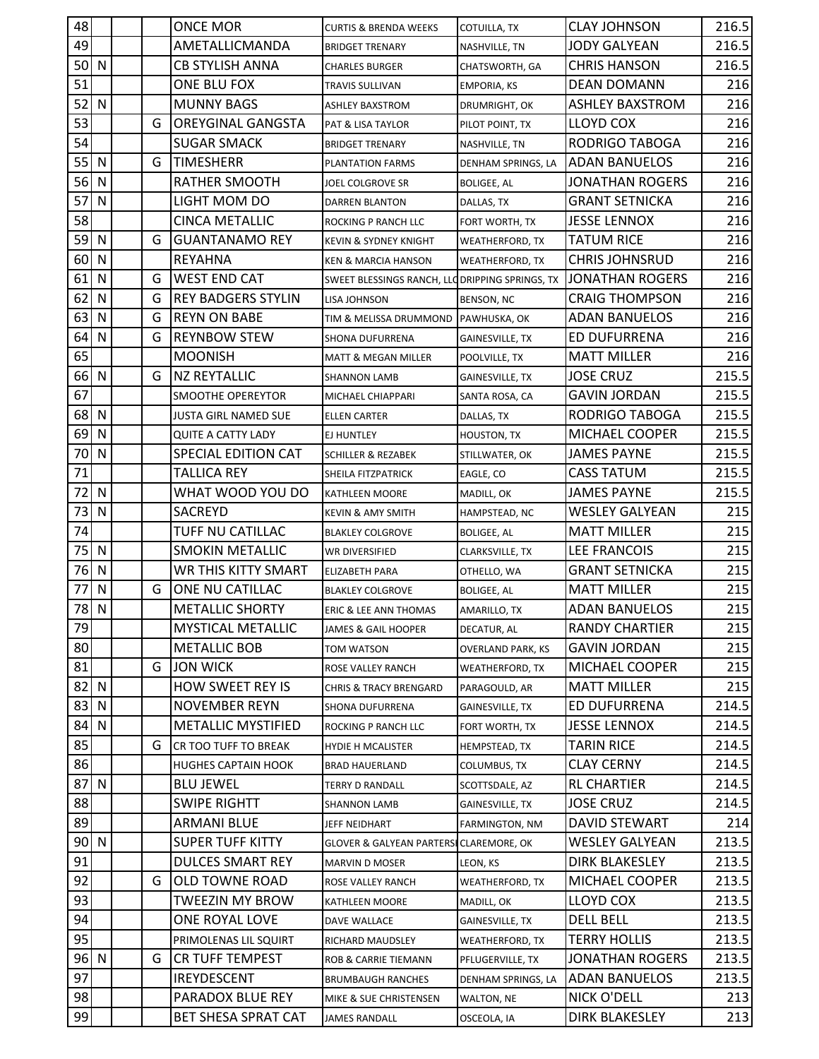| | | | | | | | | |
|---|---|---|---|---|---|---|---|---|
| 48 | | | | ONCE MOR | CURTIS & BRENDA WEEKS | COTUILLA, TX | CLAY JOHNSON | 216.5 |
| 49 | | | | AMETALLICMANDA | BRIDGET TRENARY | NASHVILLE, TN | JODY GALYEAN | 216.5 |
| 50 | N | | | CB STYLISH ANNA | CHARLES BURGER | CHATSWORTH, GA | CHRIS HANSON | 216.5 |
| 51 | | | | ONE BLU FOX | TRAVIS SULLIVAN | EMPORIA, KS | DEAN DOMANN | 216 |
| 52 | N | | | MUNNY BAGS | ASHLEY BAXSTROM | DRUMRIGHT, OK | ASHLEY BAXSTROM | 216 |
| 53 | | | G | OREYGINAL GANGSTA | PAT & LISA TAYLOR | PILOT POINT, TX | LLOYD COX | 216 |
| 54 | | | | SUGAR SMACK | BRIDGET TRENARY | NASHVILLE, TN | RODRIGO TABOGA | 216 |
| 55 | N | | G | TIMESHERR | PLANTATION FARMS | DENHAM SPRINGS, LA | ADAN BANUELOS | 216 |
| 56 | N | | | RATHER SMOOTH | JOEL COLGROVE SR | BOLIGEE, AL | JONATHAN ROGERS | 216 |
| 57 | N | | | LIGHT MOM DO | DARREN BLANTON | DALLAS, TX | GRANT SETNICKA | 216 |
| 58 | | | | CINCA METALLIC | ROCKING P RANCH LLC | FORT WORTH, TX | JESSE LENNOX | 216 |
| 59 | N | | G | GUANTANAMO REY | KEVIN & SYDNEY KNIGHT | WEATHERFORD, TX | TATUM RICE | 216 |
| 60 | N | | | REYAHNA | KEN & MARCIA HANSON | WEATHERFORD, TX | CHRIS JOHNSRUD | 216 |
| 61 | N | | G | WEST END CAT | SWEET BLESSINGS RANCH, LLC | DRIPPING SPRINGS, TX | JONATHAN ROGERS | 216 |
| 62 | N | | G | REY BADGERS STYLIN | LISA JOHNSON | BENSON, NC | CRAIG THOMPSON | 216 |
| 63 | N | | G | REYN ON BABE | TIM & MELISSA DRUMMOND | PAWHUSKA, OK | ADAN BANUELOS | 216 |
| 64 | N | | G | REYNBOW STEW | SHONA DUFURRENA | GAINESVILLE, TX | ED DUFURRENA | 216 |
| 65 | | | | MOONISH | MATT & MEGAN MILLER | POOLVILLE, TX | MATT MILLER | 216 |
| 66 | N | | G | NZ REYTALLIC | SHANNON LAMB | GAINESVILLE, TX | JOSE CRUZ | 215.5 |
| 67 | | | | SMOOTHE OPEREYTOR | MICHAEL CHIAPPARI | SANTA ROSA, CA | GAVIN JORDAN | 215.5 |
| 68 | N | | | JUSTA GIRL NAMED SUE | ELLEN CARTER | DALLAS, TX | RODRIGO TABOGA | 215.5 |
| 69 | N | | | QUITE A CATTY LADY | EJ HUNTLEY | HOUSTON, TX | MICHAEL COOPER | 215.5 |
| 70 | N | | | SPECIAL EDITION CAT | SCHILLER & REZABEK | STILLWATER, OK | JAMES PAYNE | 215.5 |
| 71 | | | | TALLICA REY | SHEILA FITZPATRICK | EAGLE, CO | CASS TATUM | 215.5 |
| 72 | N | | | WHAT WOOD YOU DO | KATHLEEN MOORE | MADILL, OK | JAMES PAYNE | 215.5 |
| 73 | N | | | SACREYD | KEVIN & AMY SMITH | HAMPSTEAD, NC | WESLEY GALYEAN | 215 |
| 74 | | | | TUFF NU CATILLAC | BLAKLEY COLGROVE | BOLIGEE, AL | MATT MILLER | 215 |
| 75 | N | | | SMOKIN METALLIC | WR DIVERSIFIED | CLARKSVILLE, TX | LEE FRANCOIS | 215 |
| 76 | N | | | WR THIS KITTY SMART | ELIZABETH PARA | OTHELLO, WA | GRANT SETNICKA | 215 |
| 77 | N | | G | ONE NU CATILLAC | BLAKLEY COLGROVE | BOLIGEE, AL | MATT MILLER | 215 |
| 78 | N | | | METALLIC SHORTY | ERIC & LEE ANN THOMAS | AMARILLO, TX | ADAN BANUELOS | 215 |
| 79 | | | | MYSTICAL METALLIC | JAMES & GAIL HOOPER | DECATUR, AL | RANDY CHARTIER | 215 |
| 80 | | | | METALLIC BOB | TOM WATSON | OVERLAND PARK, KS | GAVIN JORDAN | 215 |
| 81 | | | G | JON WICK | ROSE VALLEY RANCH | WEATHERFORD, TX | MICHAEL COOPER | 215 |
| 82 | N | | | HOW SWEET REY IS | CHRIS & TRACY BRENGARD | PARAGOULD, AR | MATT MILLER | 215 |
| 83 | N | | | NOVEMBER REYN | SHONA DUFURRENA | GAINESVILLE, TX | ED DUFURRENA | 214.5 |
| 84 | N | | | METALLIC MYSTIFIED | ROCKING P RANCH LLC | FORT WORTH, TX | JESSE LENNOX | 214.5 |
| 85 | | | G | CR TOO TUFF TO BREAK | HYDIE H MCALISTER | HEMPSTEAD, TX | TARIN RICE | 214.5 |
| 86 | | | | HUGHES CAPTAIN HOOK | BRAD HAUERLAND | COLUMBUS, TX | CLAY CERNY | 214.5 |
| 87 | N | | | BLU JEWEL | TERRY D RANDALL | SCOTTSDALE, AZ | RL CHARTIER | 214.5 |
| 88 | | | | SWIPE RIGHTT | SHANNON LAMB | GAINESVILLE, TX | JOSE CRUZ | 214.5 |
| 89 | | | | ARMANI BLUE | JEFF NEIDHART | FARMINGTON, NM | DAVID STEWART | 214 |
| 90 | N | | | SUPER TUFF KITTY | GLOVER & GALYEAN PARTERSHIP | CLAREMORE, OK | WESLEY GALYEAN | 213.5 |
| 91 | | | | DULCES SMART REY | MARVIN D MOSER | LEON, KS | DIRK BLAKESLEY | 213.5 |
| 92 | | | G | OLD TOWNE ROAD | ROSE VALLEY RANCH | WEATHERFORD, TX | MICHAEL COOPER | 213.5 |
| 93 | | | | TWEEZIN MY BROW | KATHLEEN MOORE | MADILL, OK | LLOYD COX | 213.5 |
| 94 | | | | ONE ROYAL LOVE | DAVE WALLACE | GAINESVILLE, TX | DELL BELL | 213.5 |
| 95 | | | | PRIMOLENAS LIL SQUIRT | RICHARD MAUDSLEY | WEATHERFORD, TX | TERRY HOLLIS | 213.5 |
| 96 | N | | G | CR TUFF TEMPEST | ROB & CARRIE TIEMANN | PFLUGERVILLE, TX | JONATHAN ROGERS | 213.5 |
| 97 | | | | IREYDESCENT | BRUMBAUGH RANCHES | DENHAM SPRINGS, LA | ADAN BANUELOS | 213.5 |
| 98 | | | | PARADOX BLUE REY | MIKE & SUE CHRISTENSEN | WALTON, NE | NICK O'DELL | 213 |
| 99 | | | | BET SHESA SPRAT CAT | JAMES RANDALL | OSCEOLA, IA | DIRK BLAKESLEY | 213 |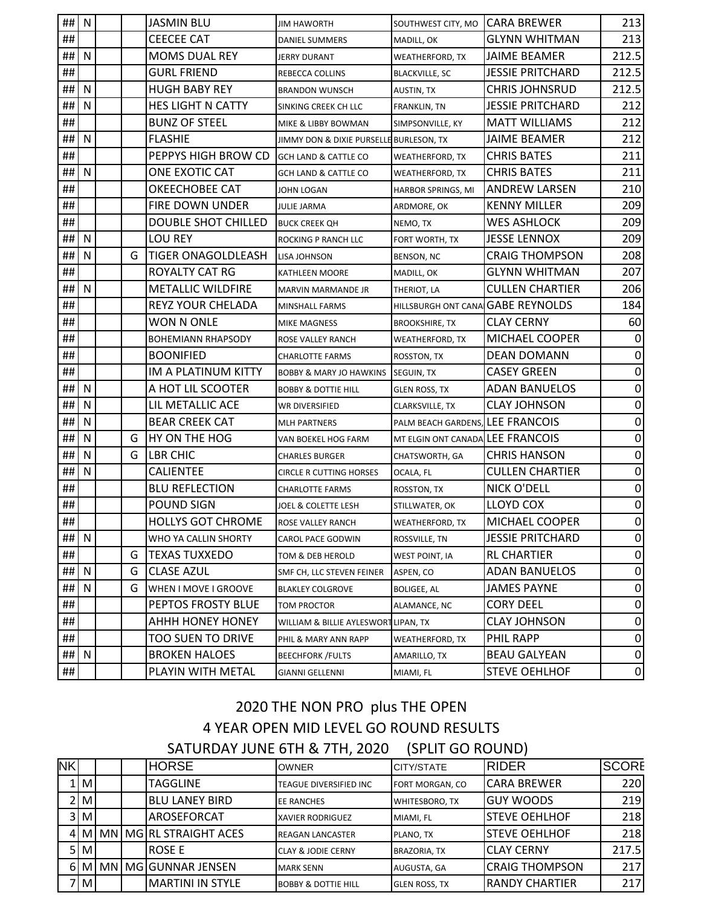| | | | | | | | | |
|---|---|---|---|---|---|---|---|---|
| ## | N | | | JASMIN BLU | JIM HAWORTH | SOUTHWEST CITY, MO | CARA BREWER | 213 |
| ## | | | | CEECEE CAT | DANIEL SUMMERS | MADILL, OK | GLYNN WHITMAN | 213 |
| ## | N | | | MOMS DUAL REY | JERRY DURANT | WEATHERFORD, TX | JAIME BEAMER | 212.5 |
| ## | | | | GURL FRIEND | REBECCA COLLINS | BLACKVILLE, SC | JESSIE PRITCHARD | 212.5 |
| ## | N | | | HUGH BABY REY | BRANDON WUNSCH | AUSTIN, TX | CHRIS JOHNSRUD | 212.5 |
| ## | N | | | HES LIGHT N CATTY | SINKING CREEK CH LLC | FRANKLIN, TN | JESSIE PRITCHARD | 212 |
| ## | | | | BUNZ OF STEEL | MIKE & LIBBY BOWMAN | SIMPSONVILLE, KY | MATT WILLIAMS | 212 |
| ## | N | | | FLASHIE | JIMMY DON & DIXIE PURSELLE | BURLESON, TX | JAIME BEAMER | 212 |
| ## | | | | PEPPYS HIGH BROW CD | GCH LAND & CATTLE CO | WEATHERFORD, TX | CHRIS BATES | 211 |
| ## | N | | | ONE EXOTIC CAT | GCH LAND & CATTLE CO | WEATHERFORD, TX | CHRIS BATES | 211 |
| ## | | | | OKEECHOBEE CAT | JOHN LOGAN | HARBOR SPRINGS, MI | ANDREW LARSEN | 210 |
| ## | | | | FIRE DOWN UNDER | JULIE JARMA | ARDMORE, OK | KENNY MILLER | 209 |
| ## | | | | DOUBLE SHOT CHILLED | BUCK CREEK QH | NEMO, TX | WES ASHLOCK | 209 |
| ## | N | | | LOU REY | ROCKING P RANCH LLC | FORT WORTH, TX | JESSE LENNOX | 209 |
| ## | N | | G | TIGER ONAGOLDLEASH | LISA JOHNSON | BENSON, NC | CRAIG THOMPSON | 208 |
| ## | | | | ROYALTY CAT RG | KATHLEEN MOORE | MADILL, OK | GLYNN WHITMAN | 207 |
| ## | N | | | METALLIC WILDFIRE | MARVIN MARMANDE JR | THERIOT, LA | CULLEN CHARTIER | 206 |
| ## | | | | REYZ YOUR CHELADA | MINSHALL FARMS | HILLSBURGH ONT CANA | GABE REYNOLDS | 184 |
| ## | | | | WON N ONLE | MIKE MAGNESS | BROOKSHIRE, TX | CLAY CERNY | 60 |
| ## | | | | BOHEMIANN RHAPSODY | ROSE VALLEY RANCH | WEATHERFORD, TX | MICHAEL COOPER | 0 |
| ## | | | | BOONIFIED | CHARLOTTE FARMS | ROSSTON, TX | DEAN DOMANN | 0 |
| ## | | | | IM A PLATINUM KITTY | BOBBY & MARY JO HAWKINS | SEGUIN, TX | CASEY GREEN | 0 |
| ## | N | | | A HOT LIL SCOOTER | BOBBY & DOTTIE HILL | GLEN ROSS, TX | ADAN BANUELOS | 0 |
| ## | N | | | LIL METALLIC ACE | WR DIVERSIFIED | CLARKSVILLE, TX | CLAY JOHNSON | 0 |
| ## | N | | | BEAR CREEK CAT | MLH PARTNERS | PALM BEACH GARDENS, | LEE FRANCOIS | 0 |
| ## | N | | G | HY ON THE HOG | VAN BOEKEL HOG FARM | MT ELGIN ONT CANADA | LEE FRANCOIS | 0 |
| ## | N | | G | LBR CHIC | CHARLES BURGER | CHATSWORTH, GA | CHRIS HANSON | 0 |
| ## | N | | | CALIENTEE | CIRCLE R CUTTING HORSES | OCALA, FL | CULLEN CHARTIER | 0 |
| ## | | | | BLU REFLECTION | CHARLOTTE FARMS | ROSSTON, TX | NICK O'DELL | 0 |
| ## | | | | POUND SIGN | JOEL & COLETTE LESH | STILLWATER, OK | LLOYD COX | 0 |
| ## | | | | HOLLYS GOT CHROME | ROSE VALLEY RANCH | WEATHERFORD, TX | MICHAEL COOPER | 0 |
| ## | N | | | WHO YA CALLIN SHORTY | CAROL PACE GODWIN | ROSSVILLE, TN | JESSIE PRITCHARD | 0 |
| ## | | | G | TEXAS TUXXEDO | TOM & DEB HEROLD | WEST POINT, IA | RL CHARTIER | 0 |
| ## | N | | G | CLASE AZUL | SMF CH, LLC STEVEN FEINER | ASPEN, CO | ADAN BANUELOS | 0 |
| ## | N | | G | WHEN I MOVE I GROOVE | BLAKLEY COLGROVE | BOLIGEE, AL | JAMES PAYNE | 0 |
| ## | | | | PEPTOS FROSTY BLUE | TOM PROCTOR | ALAMANCE, NC | CORY DEEL | 0 |
| ## | | | | AHHH HONEY HONEY | WILLIAM & BILLIE AYLESWORT | LIPAN, TX | CLAY JOHNSON | 0 |
| ## | | | | TOO SUEN TO DRIVE | PHIL & MARY ANN RAPP | WEATHERFORD, TX | PHIL RAPP | 0 |
| ## | N | | | BROKEN HALOES | BEECHFORK /FULTS | AMARILLO, TX | BEAU GALYEAN | 0 |
| ## | | | | PLAYIN WITH METAL | GIANNI GELLENNI | MIAMI, FL | STEVE OEHLHOF | 0 |

## 2020 THE NON PRO plus THE OPEN

## 4 YEAR OPEN MID LEVEL GO ROUND RESULTS

## SATURDAY JUNE 6TH & 7TH, 2020 (SPLIT GO ROUND)

| NK | | | | HORSE | OWNER | CITY/STATE | RIDER | SCORE |
|---|---|---|---|---|---|---|---|---|
| 1 | M | | | TAGGLINE | TEAGUE DIVERSIFIED INC | FORT MORGAN, CO | CARA BREWER | 220 |
| 2 | M | | | BLU LANEY BIRD | EE RANCHES | WHITESBORO, TX | GUY WOODS | 219 |
| 3 | M | | | AROSEFORCAT | XAVIER RODRIGUEZ | MIAMI, FL | STEVE OEHLHOF | 218 |
| 4 | M | MN | MG | RL STRAIGHT ACES | REAGAN LANCASTER | PLANO, TX | STEVE OEHLHOF | 218 |
| 5 | M | | | ROSE E | CLAY & JODIE CERNY | BRAZORIA, TX | CLAY CERNY | 217.5 |
| 6 | M | MN | MG | GUNNAR JENSEN | MARK SENN | AUGUSTA, GA | CRAIG THOMPSON | 217 |
| 7 | M | | | MARTINI IN STYLE | BOBBY & DOTTIE HILL | GLEN ROSS, TX | RANDY CHARTIER | 217 |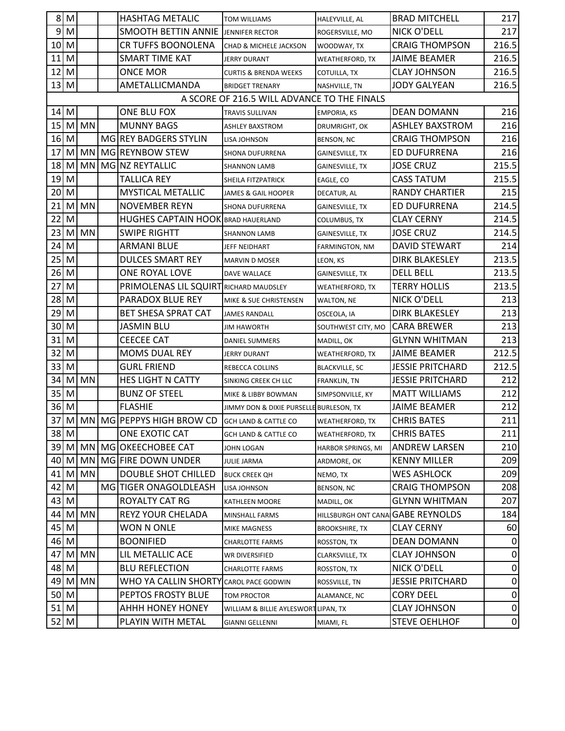| | | | | | | | | |
|---|---|---|---|---|---|---|---|---|
| 8 | M | | | HASHTAG METALIC | TOM WILLIAMS | HALEYVILLE, AL | BRAD MITCHELL | 217 |
| 9 | M | | | SMOOTH BETTIN ANNIE | JENNIFER RECTOR | ROGERSVILLE, MO | NICK O'DELL | 217 |
| 10 | M | | | CR TUFFS BOONOLENA | CHAD & MICHELE JACKSON | WOODWAY, TX | CRAIG THOMPSON | 216.5 |
| 11 | M | | | SMART TIME KAT | JERRY DURANT | WEATHERFORD, TX | JAIME BEAMER | 216.5 |
| 12 | M | | | ONCE MOR | CURTIS & BRENDA WEEKS | COTUILLA, TX | CLAY JOHNSON | 216.5 |
| 13 | M | | | AMETALLICMANDA | BRIDGET TRENARY | NASHVILLE, TN | JODY GALYEAN | 216.5 |
| A SCORE OF 216.5 WILL ADVANCE TO THE FINALS | | | | | | | | |
| 14 | M | | | ONE BLU FOX | TRAVIS SULLIVAN | EMPORIA, KS | DEAN DOMANN | 216 |
| 15 | M | MN | | MUNNY BAGS | ASHLEY BAXSTROM | DRUMRIGHT, OK | ASHLEY BAXSTROM | 216 |
| 16 | M | | MG | REY BADGERS STYLIN | LISA JOHNSON | BENSON, NC | CRAIG THOMPSON | 216 |
| 17 | M | MN | MG | REYNBOW STEW | SHONA DUFURRENA | GAINESVILLE, TX | ED DUFURRENA | 216 |
| 18 | M | MN | MG | NZ REYTALLIC | SHANNON LAMB | GAINESVILLE, TX | JOSE CRUZ | 215.5 |
| 19 | M | | | TALLICA REY | SHEILA FITZPATRICK | EAGLE, CO | CASS TATUM | 215.5 |
| 20 | M | | | MYSTICAL METALLIC | JAMES & GAIL HOOPER | DECATUR, AL | RANDY CHARTIER | 215 |
| 21 | M | MN | | NOVEMBER REYN | SHONA DUFURRENA | GAINESVILLE, TX | ED DUFURRENA | 214.5 |
| 22 | M | | | HUGHES CAPTAIN HOOK | BRAD HAUERLAND | COLUMBUS, TX | CLAY CERNY | 214.5 |
| 23 | M | MN | | SWIPE RIGHTT | SHANNON LAMB | GAINESVILLE, TX | JOSE CRUZ | 214.5 |
| 24 | M | | | ARMANI BLUE | JEFF NEIDHART | FARMINGTON, NM | DAVID STEWART | 214 |
| 25 | M | | | DULCES SMART REY | MARVIN D MOSER | LEON, KS | DIRK BLAKESLEY | 213.5 |
| 26 | M | | | ONE ROYAL LOVE | DAVE WALLACE | GAINESVILLE, TX | DELL BELL | 213.5 |
| 27 | M | | | PRIMOLENAS LIL SQUIRT | RICHARD MAUDSLEY | WEATHERFORD, TX | TERRY HOLLIS | 213.5 |
| 28 | M | | | PARADOX BLUE REY | MIKE & SUE CHRISTENSEN | WALTON, NE | NICK O'DELL | 213 |
| 29 | M | | | BET SHESA SPRAT CAT | JAMES RANDALL | OSCEOLA, IA | DIRK BLAKESLEY | 213 |
| 30 | M | | | JASMIN BLU | JIM HAWORTH | SOUTHWEST CITY, MO | CARA BREWER | 213 |
| 31 | M | | | CEECEE CAT | DANIEL SUMMERS | MADILL, OK | GLYNN WHITMAN | 213 |
| 32 | M | | | MOMS DUAL REY | JERRY DURANT | WEATHERFORD, TX | JAIME BEAMER | 212.5 |
| 33 | M | | | GURL FRIEND | REBECCA COLLINS | BLACKVILLE, SC | JESSIE PRITCHARD | 212.5 |
| 34 | M | MN | | HES LIGHT N CATTY | SINKING CREEK CH LLC | FRANKLIN, TN | JESSIE PRITCHARD | 212 |
| 35 | M | | | BUNZ OF STEEL | MIKE & LIBBY BOWMAN | SIMPSONVILLE, KY | MATT WILLIAMS | 212 |
| 36 | M | | | FLASHIE | JIMMY DON & DIXIE PURSELLE | BURLESON, TX | JAIME BEAMER | 212 |
| 37 | M | MN | MG | PEPPYS HIGH BROW CD | GCH LAND & CATTLE CO | WEATHERFORD, TX | CHRIS BATES | 211 |
| 38 | M | | | ONE EXOTIC CAT | GCH LAND & CATTLE CO | WEATHERFORD, TX | CHRIS BATES | 211 |
| 39 | M | MN | MG | OKEECHOBEE CAT | JOHN LOGAN | HARBOR SPRINGS, MI | ANDREW LARSEN | 210 |
| 40 | M | MN | MG | FIRE DOWN UNDER | JULIE JARMA | ARDMORE, OK | KENNY MILLER | 209 |
| 41 | M | MN | | DOUBLE SHOT CHILLED | BUCK CREEK QH | NEMO, TX | WES ASHLOCK | 209 |
| 42 | M | | MG | TIGER ONAGOLDLEASH | LISA JOHNSON | BENSON, NC | CRAIG THOMPSON | 208 |
| 43 | M | | | ROYALTY CAT RG | KATHLEEN MOORE | MADILL, OK | GLYNN WHITMAN | 207 |
| 44 | M | MN | | REYZ YOUR CHELADA | MINSHALL FARMS | HILLSBURGH ONT CANA | GABE REYNOLDS | 184 |
| 45 | M | | | WON N ONLE | MIKE MAGNESS | BROOKSHIRE, TX | CLAY CERNY | 60 |
| 46 | M | | | BOONIFIED | CHARLOTTE FARMS | ROSSTON, TX | DEAN DOMANN | 0 |
| 47 | M | MN | | LIL METALLIC ACE | WR DIVERSIFIED | CLARKSVILLE, TX | CLAY JOHNSON | 0 |
| 48 | M | | | BLU REFLECTION | CHARLOTTE FARMS | ROSSTON, TX | NICK O'DELL | 0 |
| 49 | M | MN | | WHO YA CALLIN SHORTY | CAROL PACE GODWIN | ROSSVILLE, TN | JESSIE PRITCHARD | 0 |
| 50 | M | | | PEPTOS FROSTY BLUE | TOM PROCTOR | ALAMANCE, NC | CORY DEEL | 0 |
| 51 | M | | | AHHH HONEY HONEY | WILLIAM & BILLIE AYLESWORT | LIPAN, TX | CLAY JOHNSON | 0 |
| 52 | M | | | PLAYIN WITH METAL | GIANNI GELLENNI | MIAMI, FL | STEVE OEHLHOF | 0 |